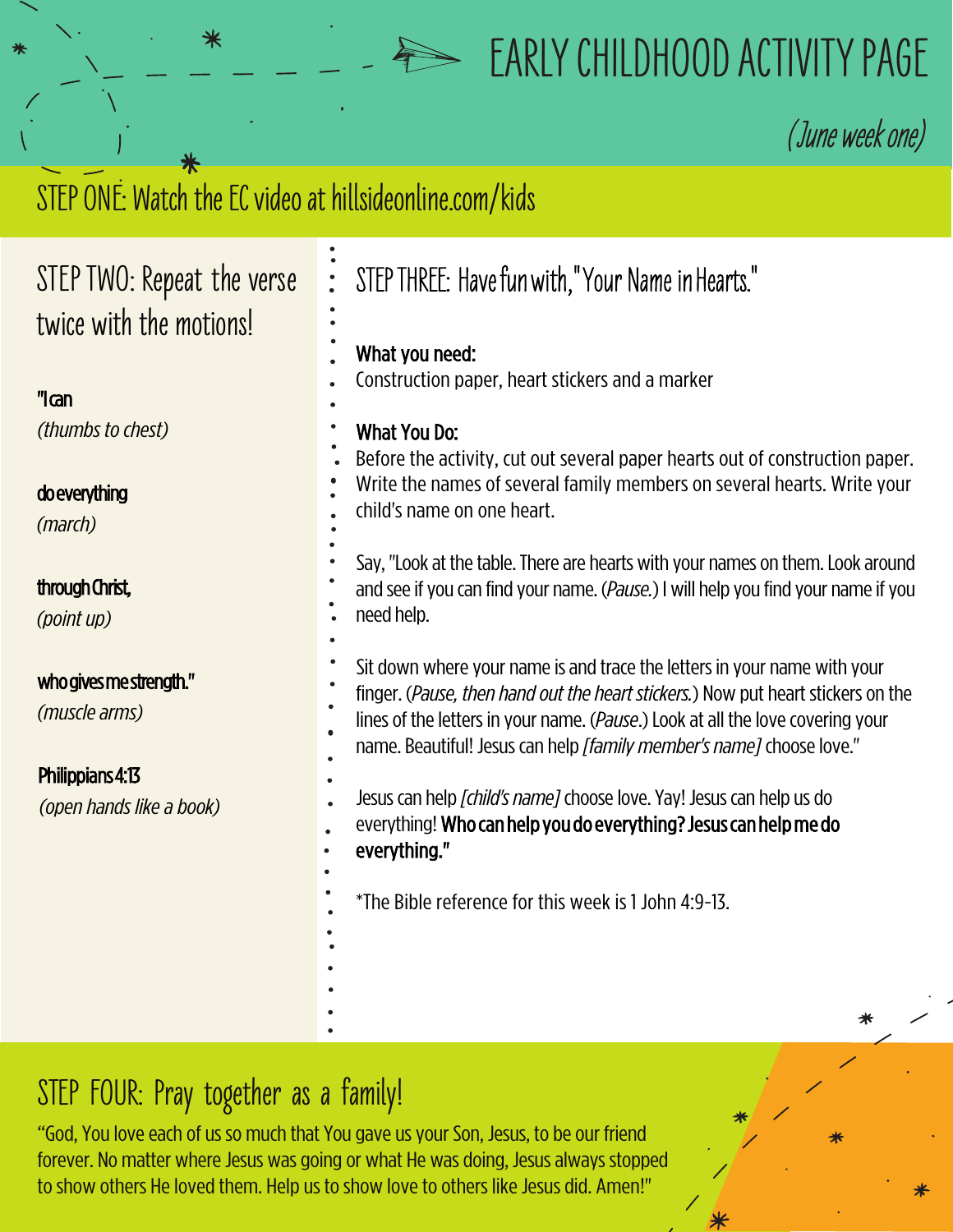# EARLY CHILDHOOD ACTIVITY PAGE

*(June week one)*

## STEP ONE: Watch the EC video at hillsideonline.com/kids

## STEP TWO: Repeat the verse twice with the motions!

**"I can**
*(thumbs to chest)*

**do everything**
*(march)*

**through Christ,**
*(point up)*

**who gives me strength."**
*(muscle arms)*

**Philippians 4:13**
*(open hands like a book)*

## STEP THREE: Have fun with, "Your Name in Hearts."

**What you need:**
Construction paper, heart stickers and a marker

**What You Do:**
Before the activity, cut out several paper hearts out of construction paper. Write the names of several family members on several hearts. Write your child's name on one heart.

Say, "Look at the table. There are hearts with your names on them. Look around and see if you can find your name. (*Pause.*) I will help you find your name if you need help.

Sit down where your name is and trace the letters in your name with your finger. (*Pause, then hand out the heart stickers.*) Now put heart stickers on the lines of the letters in your name. (*Pause*.) Look at all the love covering your name. Beautiful! Jesus can help *[family member's name]* choose love."

Jesus can help *[child's name]* choose love. Yay! Jesus can help us do everything! **Who can help you do everything? Jesus can help me do everything."**

*The Bible reference for this week is 1 John 4:9-13.

## STEP FOUR: Pray together as a family!

"God, You love each of us so much that You gave us your Son, Jesus, to be our friend forever. No matter where Jesus was going or what He was doing, Jesus always stopped to show others He loved them. Help us to show love to others like Jesus did. Amen!"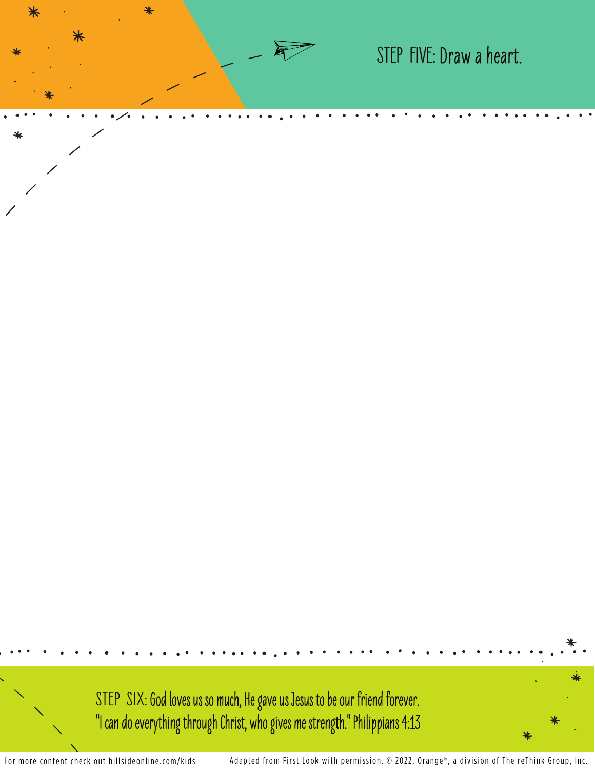STEP FIVE: Draw a heart.

STEP SIX: God loves us so much, He gave us Jesus to be our friend forever.
"I can do everything through Christ, who gives me strength." Philippians 4:13

For more content check out hillsideonline.com/kids

Adapted from First Look with permission. © 2022, Orange®, a division of The reThink Group, Inc.